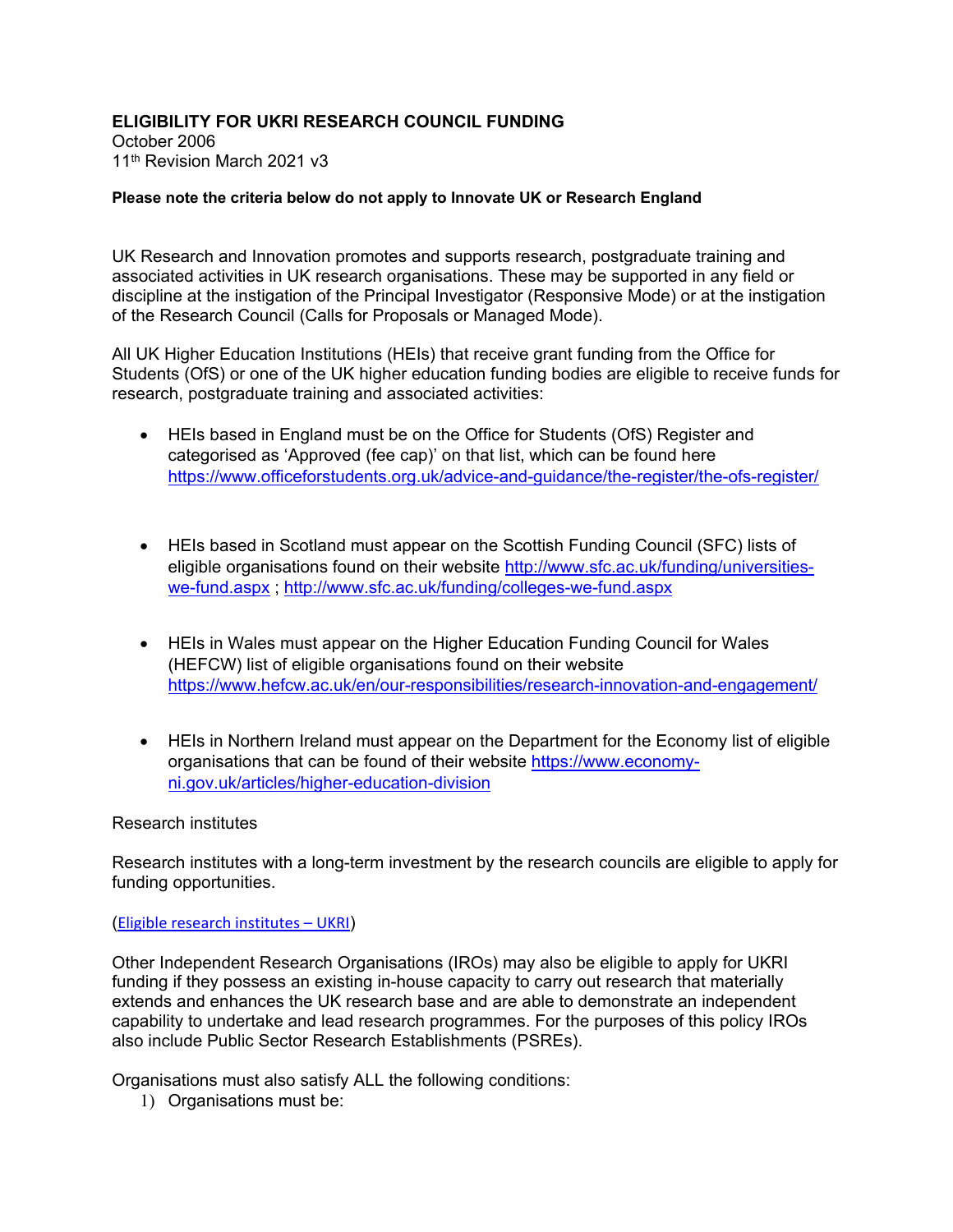# ELIGIBILITY FOR UKRI RESEARCH COUNCIL FUNDING

October 2006
11th Revision March 2021 v3

**Please note the criteria below do not apply to Innovate UK or Research England**

UK Research and Innovation promotes and supports research, postgraduate training and associated activities in UK research organisations. These may be supported in any field or discipline at the instigation of the Principal Investigator (Responsive Mode) or at the instigation of the Research Council (Calls for Proposals or Managed Mode).

All UK Higher Education Institutions (HEIs) that receive grant funding from the Office for Students (OfS) or one of the UK higher education funding bodies are eligible to receive funds for research, postgraduate training and associated activities:

- HEIs based in England must be on the Office for Students (OfS) Register and categorised as 'Approved (fee cap)' on that list, which can be found here https://www.officeforstudents.org.uk/advice-and-guidance/the-register/the-ofs-register/

- HEIs based in Scotland must appear on the Scottish Funding Council (SFC) lists of eligible organisations found on their website http://www.sfc.ac.uk/funding/universities-we-fund.aspx ; http://www.sfc.ac.uk/funding/colleges-we-fund.aspx

- HEIs in Wales must appear on the Higher Education Funding Council for Wales (HEFCW) list of eligible organisations found on their website https://www.hefcw.ac.uk/en/our-responsibilities/research-innovation-and-engagement/

- HEIs in Northern Ireland must appear on the Department for the Economy list of eligible organisations that can be found of their website https://www.economy-ni.gov.uk/articles/higher-education-division

Research institutes

Research institutes with a long-term investment by the research councils are eligible to apply for funding opportunities.

(Eligible research institutes – UKRI)

Other Independent Research Organisations (IROs) may also be eligible to apply for UKRI funding if they possess an existing in-house capacity to carry out research that materially extends and enhances the UK research base and are able to demonstrate an independent capability to undertake and lead research programmes. For the purposes of this policy IROs also include Public Sector Research Establishments (PSREs).

Organisations must also satisfy ALL the following conditions:

1) Organisations must be: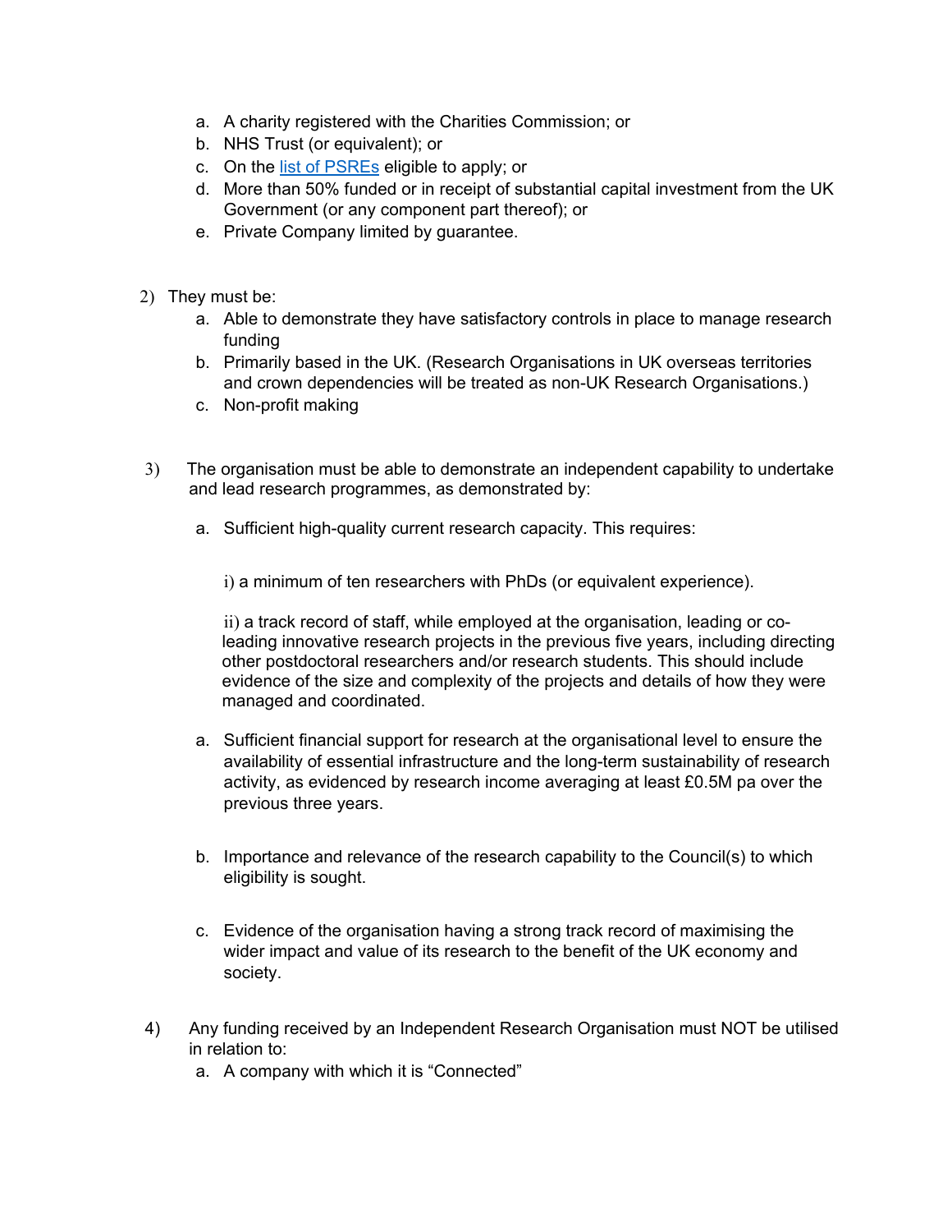a. A charity registered with the Charities Commission; or
   b. NHS Trust (or equivalent); or
   c. On the [list of PSREs](#) eligible to apply; or
   d. More than 50% funded or in receipt of substantial capital investment from the UK Government (or any component part thereof); or
   e. Private Company limited by guarantee.

2) They must be:
   a. Able to demonstrate they have satisfactory controls in place to manage research funding
   b. Primarily based in the UK. (Research Organisations in UK overseas territories and crown dependencies will be treated as non-UK Research Organisations.)
   c. Non-profit making

3) The organisation must be able to demonstrate an independent capability to undertake and lead research programmes, as demonstrated by:

   a. Sufficient high-quality current research capacity. This requires:

      i) a minimum of ten researchers with PhDs (or equivalent experience).

      ii) a track record of staff, while employed at the organisation, leading or co-leading innovative research projects in the previous five years, including directing other postdoctoral researchers and/or research students. This should include evidence of the size and complexity of the projects and details of how they were managed and coordinated.

   a. Sufficient financial support for research at the organisational level to ensure the availability of essential infrastructure and the long-term sustainability of research activity, as evidenced by research income averaging at least £0.5M pa over the previous three years.

   b. Importance and relevance of the research capability to the Council(s) to which eligibility is sought.

   c. Evidence of the organisation having a strong track record of maximising the wider impact and value of its research to the benefit of the UK economy and society.

4) Any funding received by an Independent Research Organisation must NOT be utilised in relation to:
   a. A company with which it is “Connected”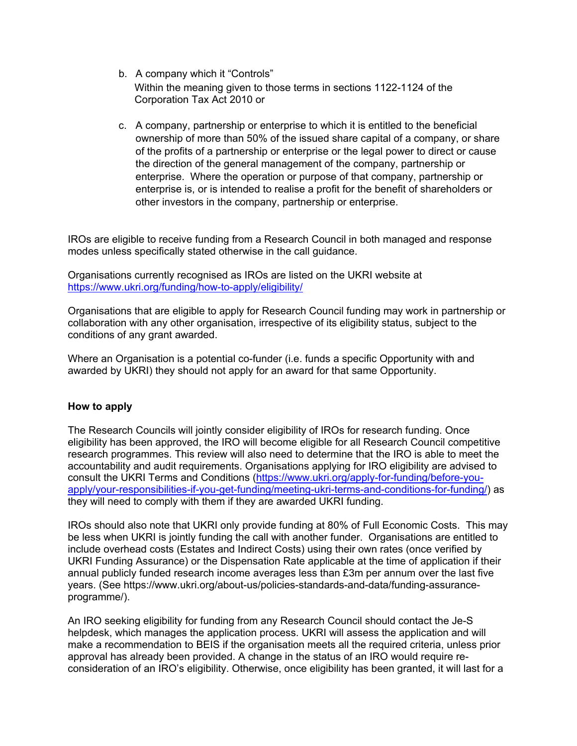b. A company which it "Controls"
   Within the meaning given to those terms in sections 1122-1124 of the Corporation Tax Act 2010 or

c. A company, partnership or enterprise to which it is entitled to the beneficial ownership of more than 50% of the issued share capital of a company, or share of the profits of a partnership or enterprise or the legal power to direct or cause the direction of the general management of the company, partnership or enterprise. Where the operation or purpose of that company, partnership or enterprise is, or is intended to realise a profit for the benefit of shareholders or other investors in the company, partnership or enterprise.

IROs are eligible to receive funding from a Research Council in both managed and response modes unless specifically stated otherwise in the call guidance.

Organisations currently recognised as IROs are listed on the UKRI website at [https://www.ukri.org/funding/how-to-apply/eligibility/](https://www.ukri.org/funding/how-to-apply/eligibility/)

Organisations that are eligible to apply for Research Council funding may work in partnership or collaboration with any other organisation, irrespective of its eligibility status, subject to the conditions of any grant awarded.

Where an Organisation is a potential co-funder (i.e. funds a specific Opportunity with and awarded by UKRI) they should not apply for an award for that same Opportunity.

**How to apply**

The Research Councils will jointly consider eligibility of IROs for research funding. Once eligibility has been approved, the IRO will become eligible for all Research Council competitive research programmes. This review will also need to determine that the IRO is able to meet the accountability and audit requirements. Organisations applying for IRO eligibility are advised to consult the UKRI Terms and Conditions ([https://www.ukri.org/apply-for-funding/before-you-apply/your-responsibilities-if-you-get-funding/meeting-ukri-terms-and-conditions-for-funding/](https://www.ukri.org/apply-for-funding/before-you-apply/your-responsibilities-if-you-get-funding/meeting-ukri-terms-and-conditions-for-funding/)) as they will need to comply with them if they are awarded UKRI funding.

IROs should also note that UKRI only provide funding at 80% of Full Economic Costs. This may be less when UKRI is jointly funding the call with another funder. Organisations are entitled to include overhead costs (Estates and Indirect Costs) using their own rates (once verified by UKRI Funding Assurance) or the Dispensation Rate applicable at the time of application if their annual publicly funded research income averages less than £3m per annum over the last five years. (See https://www.ukri.org/about-us/policies-standards-and-data/funding-assurance-programme/).

An IRO seeking eligibility for funding from any Research Council should contact the Je-S helpdesk, which manages the application process. UKRI will assess the application and will make a recommendation to BEIS if the organisation meets all the required criteria, unless prior approval has already been provided. A change in the status of an IRO would require re-consideration of an IRO's eligibility. Otherwise, once eligibility has been granted, it will last for a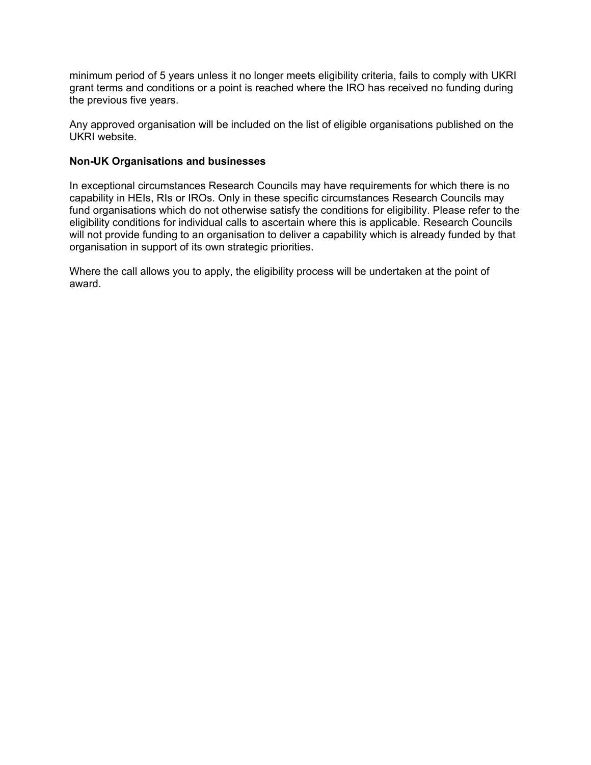minimum period of 5 years unless it no longer meets eligibility criteria, fails to comply with UKRI grant terms and conditions or a point is reached where the IRO has received no funding during the previous five years.

Any approved organisation will be included on the list of eligible organisations published on the UKRI website.

**Non-UK Organisations and businesses**

In exceptional circumstances Research Councils may have requirements for which there is no capability in HEIs, RIs or IROs. Only in these specific circumstances Research Councils may fund organisations which do not otherwise satisfy the conditions for eligibility. Please refer to the eligibility conditions for individual calls to ascertain where this is applicable. Research Councils will not provide funding to an organisation to deliver a capability which is already funded by that organisation in support of its own strategic priorities.

Where the call allows you to apply, the eligibility process will be undertaken at the point of award.